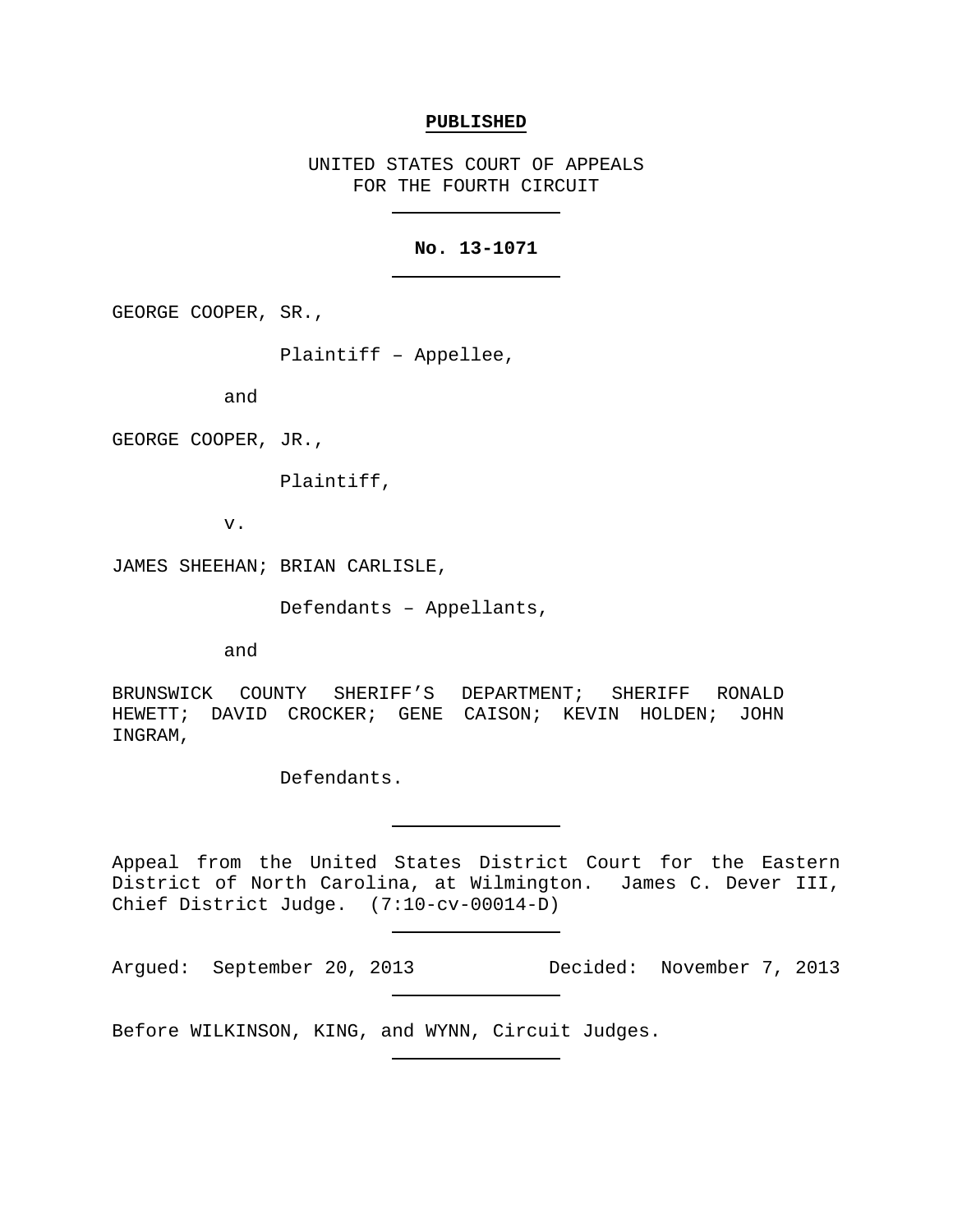**PUBLISHED**

UNITED STATES COURT OF APPEALS
FOR THE FOURTH CIRCUIT

**No. 13-1071**

GEORGE COOPER, SR.,

Plaintiff – Appellee,

and

GEORGE COOPER, JR.,

Plaintiff,

v.

JAMES SHEEHAN; BRIAN CARLISLE,

Defendants – Appellants,

and

BRUNSWICK COUNTY SHERIFF'S DEPARTMENT; SHERIFF RONALD HEWETT; DAVID CROCKER; GENE CAISON; KEVIN HOLDEN; JOHN INGRAM,

Defendants.

Appeal from the United States District Court for the Eastern District of North Carolina, at Wilmington. James C. Dever III, Chief District Judge. (7:10-cv-00014-D)

Argued: September 20, 2013 Decided: November 7, 2013

Before WILKINSON, KING, and WYNN, Circuit Judges.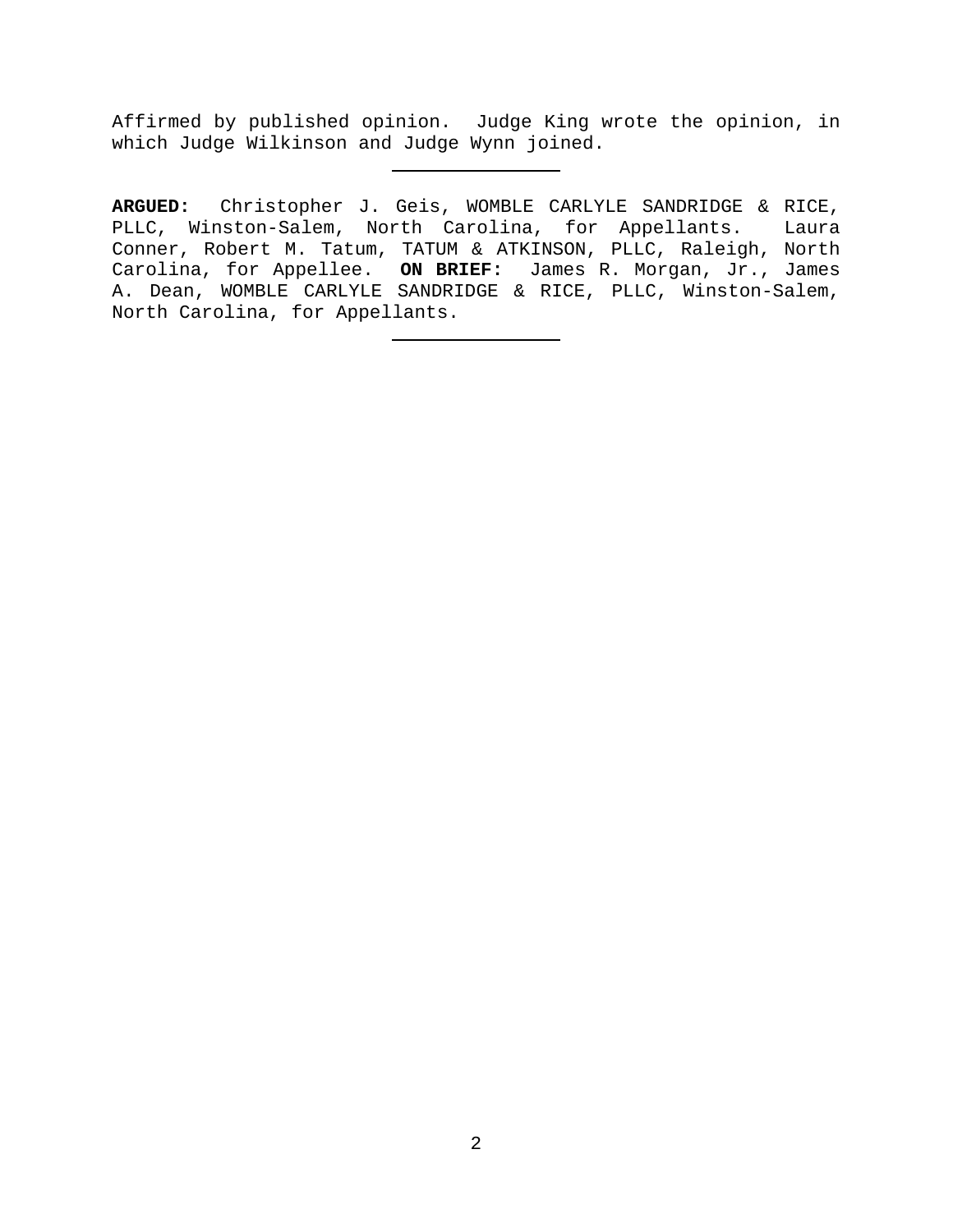Affirmed by published opinion. Judge King wrote the opinion, in which Judge Wilkinson and Judge Wynn joined.

---

**ARGUED:** Christopher J. Geis, WOMBLE CARLYLE SANDRIDGE & RICE, PLLC, Winston-Salem, North Carolina, for Appellants. Laura Conner, Robert M. Tatum, TATUM & ATKINSON, PLLC, Raleigh, North Carolina, for Appellee. **ON BRIEF:** James R. Morgan, Jr., James A. Dean, WOMBLE CARLYLE SANDRIDGE & RICE, PLLC, Winston-Salem, North Carolina, for Appellants.

---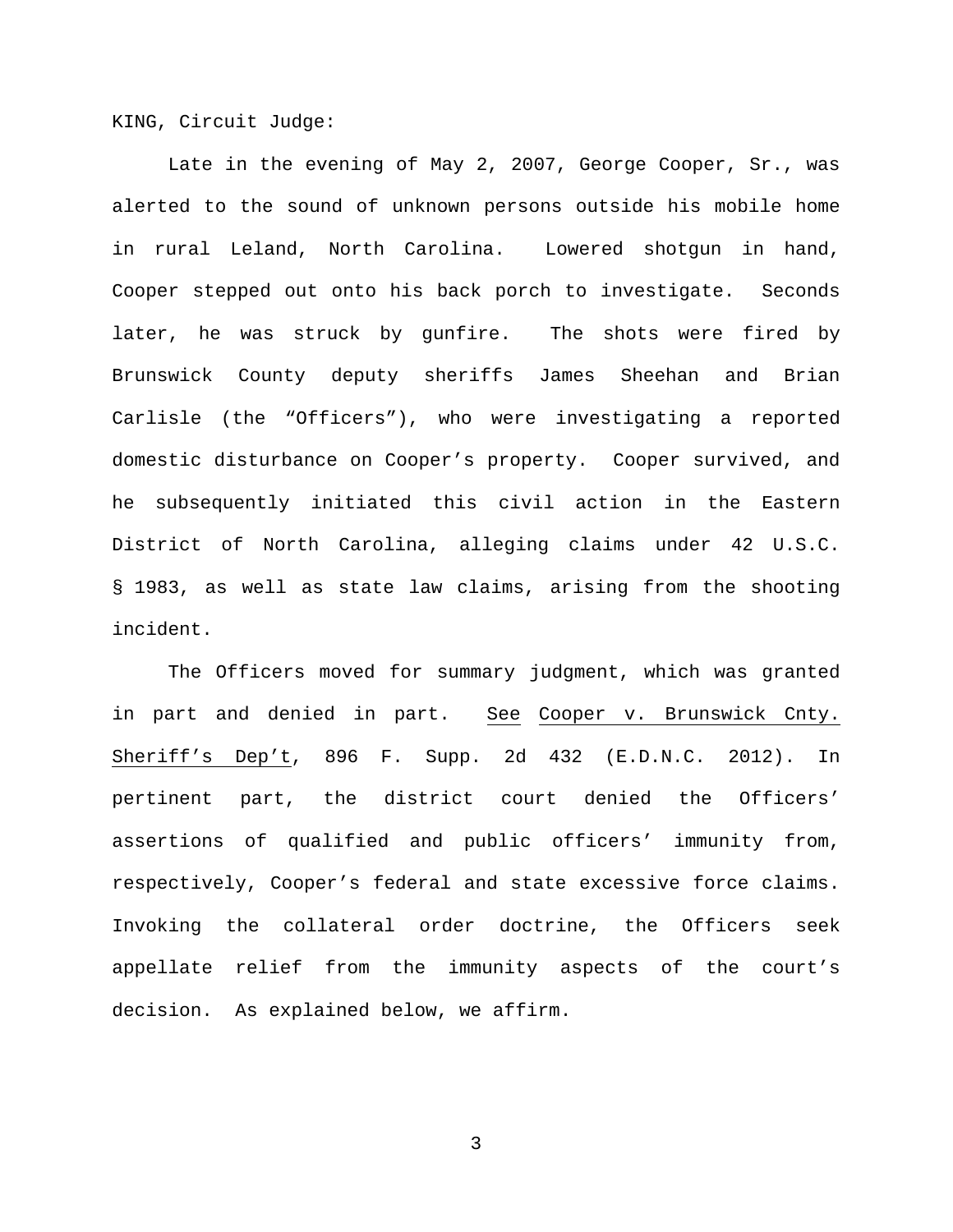KING, Circuit Judge:

Late in the evening of May 2, 2007, George Cooper, Sr., was alerted to the sound of unknown persons outside his mobile home in rural Leland, North Carolina. Lowered shotgun in hand, Cooper stepped out onto his back porch to investigate. Seconds later, he was struck by gunfire. The shots were fired by Brunswick County deputy sheriffs James Sheehan and Brian Carlisle (the "Officers"), who were investigating a reported domestic disturbance on Cooper's property. Cooper survived, and he subsequently initiated this civil action in the Eastern District of North Carolina, alleging claims under 42 U.S.C. § 1983, as well as state law claims, arising from the shooting incident.

The Officers moved for summary judgment, which was granted in part and denied in part. See Cooper v. Brunswick Cnty. Sheriff's Dep't, 896 F. Supp. 2d 432 (E.D.N.C. 2012). In pertinent part, the district court denied the Officers' assertions of qualified and public officers' immunity from, respectively, Cooper's federal and state excessive force claims. Invoking the collateral order doctrine, the Officers seek appellate relief from the immunity aspects of the court's decision. As explained below, we affirm.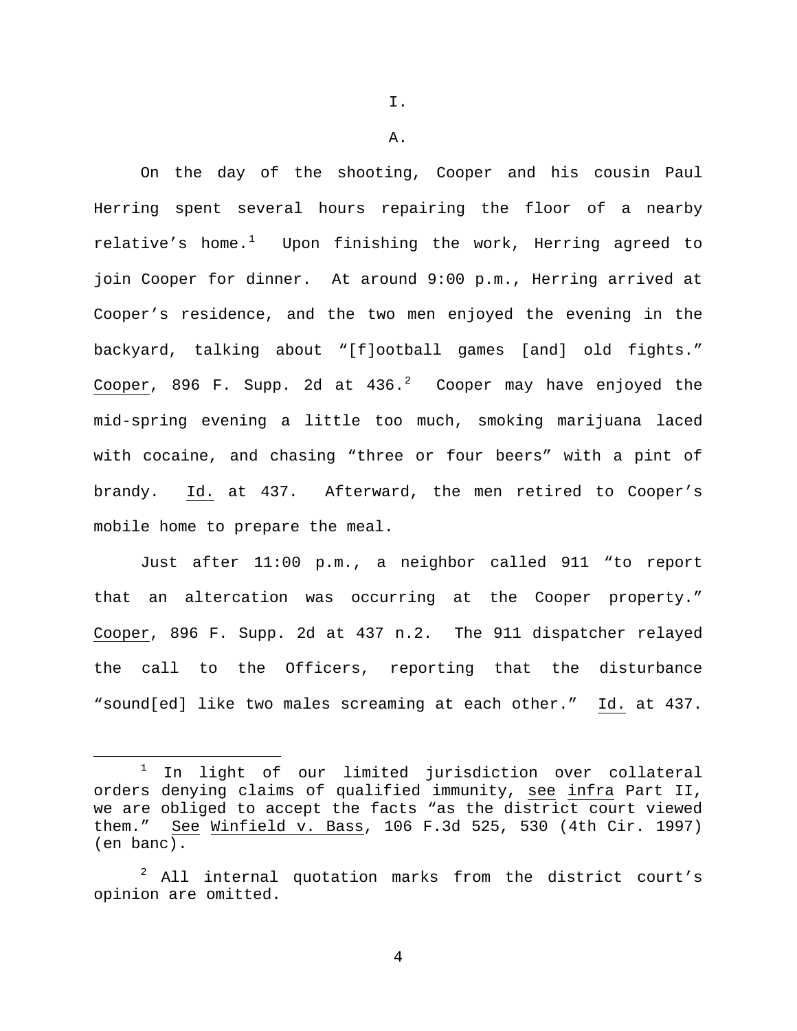# I.

## A.

On the day of the shooting, Cooper and his cousin Paul Herring spent several hours repairing the floor of a nearby relative's home.[1] Upon finishing the work, Herring agreed to join Cooper for dinner. At around 9:00 p.m., Herring arrived at Cooper's residence, and the two men enjoyed the evening in the backyard, talking about "[f]ootball games [and] old fights." Cooper, 896 F. Supp. 2d at 436.[2] Cooper may have enjoyed the mid-spring evening a little too much, smoking marijuana laced with cocaine, and chasing "three or four beers" with a pint of brandy. Id. at 437. Afterward, the men retired to Cooper's mobile home to prepare the meal.

Just after 11:00 p.m., a neighbor called 911 "to report that an altercation was occurring at the Cooper property." Cooper, 896 F. Supp. 2d at 437 n.2. The 911 dispatcher relayed the call to the Officers, reporting that the disturbance "sound[ed] like two males screaming at each other." Id. at 437.

---

[1] In light of our limited jurisdiction over collateral orders denying claims of qualified immunity, see infra Part II, we are obliged to accept the facts "as the district court viewed them." See Winfield v. Bass, 106 F.3d 525, 530 (4th Cir. 1997) (en banc).

[2] All internal quotation marks from the district court's opinion are omitted.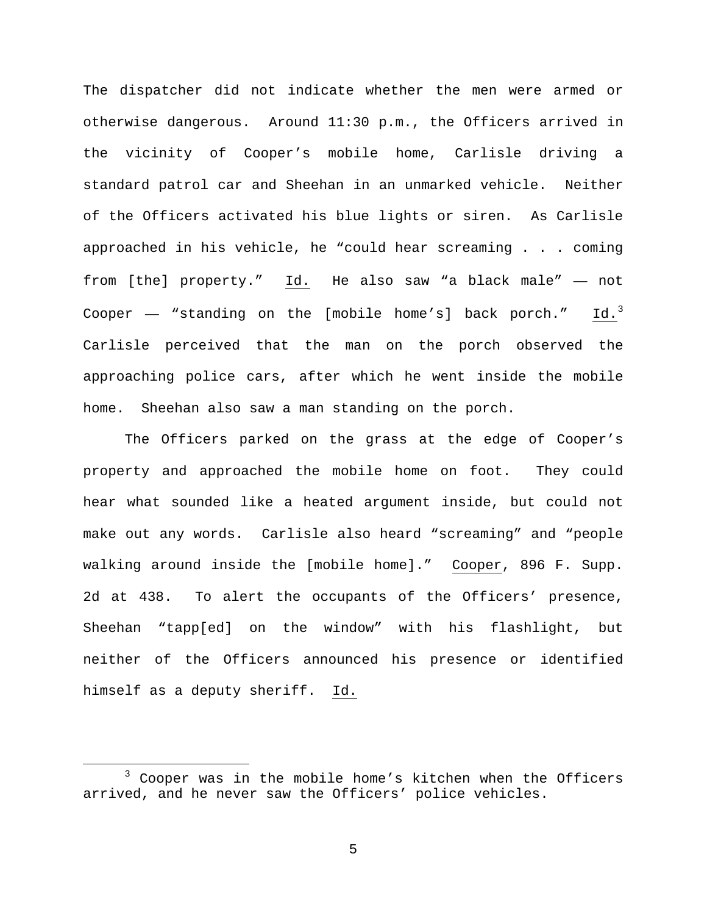The dispatcher did not indicate whether the men were armed or otherwise dangerous. Around 11:30 p.m., the Officers arrived in the vicinity of Cooper's mobile home, Carlisle driving a standard patrol car and Sheehan in an unmarked vehicle. Neither of the Officers activated his blue lights or siren. As Carlisle approached in his vehicle, he "could hear screaming . . . coming from [the] property." Id. He also saw "a black male" — not Cooper — "standing on the [mobile home's] back porch." Id.[3] Carlisle perceived that the man on the porch observed the approaching police cars, after which he went inside the mobile home. Sheehan also saw a man standing on the porch.

The Officers parked on the grass at the edge of Cooper's property and approached the mobile home on foot. They could hear what sounded like a heated argument inside, but could not make out any words. Carlisle also heard "screaming" and "people walking around inside the [mobile home]." Cooper, 896 F. Supp. 2d at 438. To alert the occupants of the Officers' presence, Sheehan "tapp[ed] on the window" with his flashlight, but neither of the Officers announced his presence or identified himself as a deputy sheriff. Id.

---

[3] Cooper was in the mobile home's kitchen when the Officers arrived, and he never saw the Officers' police vehicles.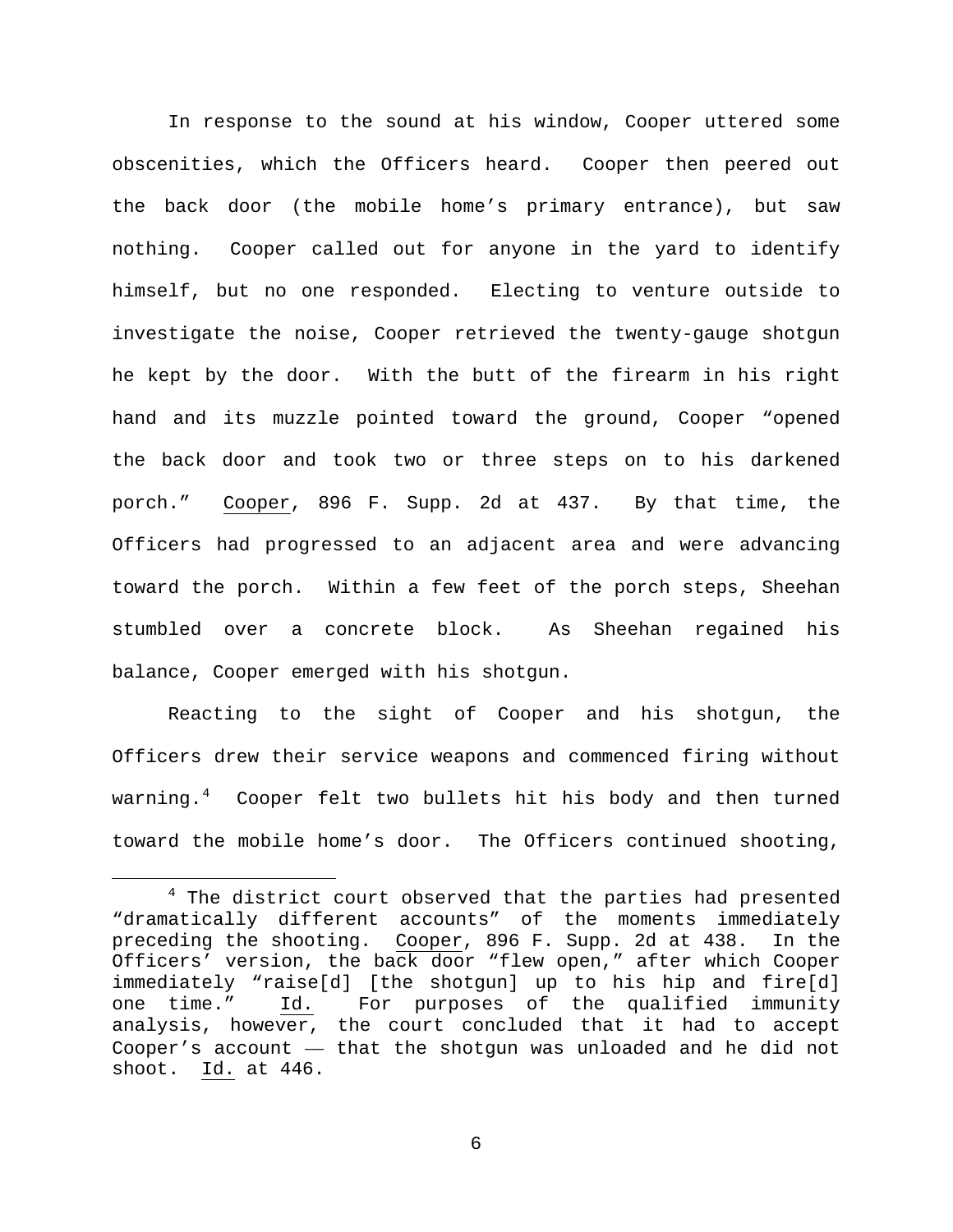In response to the sound at his window, Cooper uttered some obscenities, which the Officers heard. Cooper then peered out the back door (the mobile home's primary entrance), but saw nothing. Cooper called out for anyone in the yard to identify himself, but no one responded. Electing to venture outside to investigate the noise, Cooper retrieved the twenty-gauge shotgun he kept by the door. With the butt of the firearm in his right hand and its muzzle pointed toward the ground, Cooper "opened the back door and took two or three steps on to his darkened porch." Cooper, 896 F. Supp. 2d at 437. By that time, the Officers had progressed to an adjacent area and were advancing toward the porch. Within a few feet of the porch steps, Sheehan stumbled over a concrete block. As Sheehan regained his balance, Cooper emerged with his shotgun.

Reacting to the sight of Cooper and his shotgun, the Officers drew their service weapons and commenced firing without warning.[4] Cooper felt two bullets hit his body and then turned toward the mobile home's door. The Officers continued shooting,

[4] The district court observed that the parties had presented "dramatically different accounts" of the moments immediately preceding the shooting. Cooper, 896 F. Supp. 2d at 438. In the Officers' version, the back door "flew open," after which Cooper immediately "raise[d] [the shotgun] up to his hip and fire[d] one time." Id. For purposes of the qualified immunity analysis, however, the court concluded that it had to accept Cooper's account — that the shotgun was unloaded and he did not shoot. Id. at 446.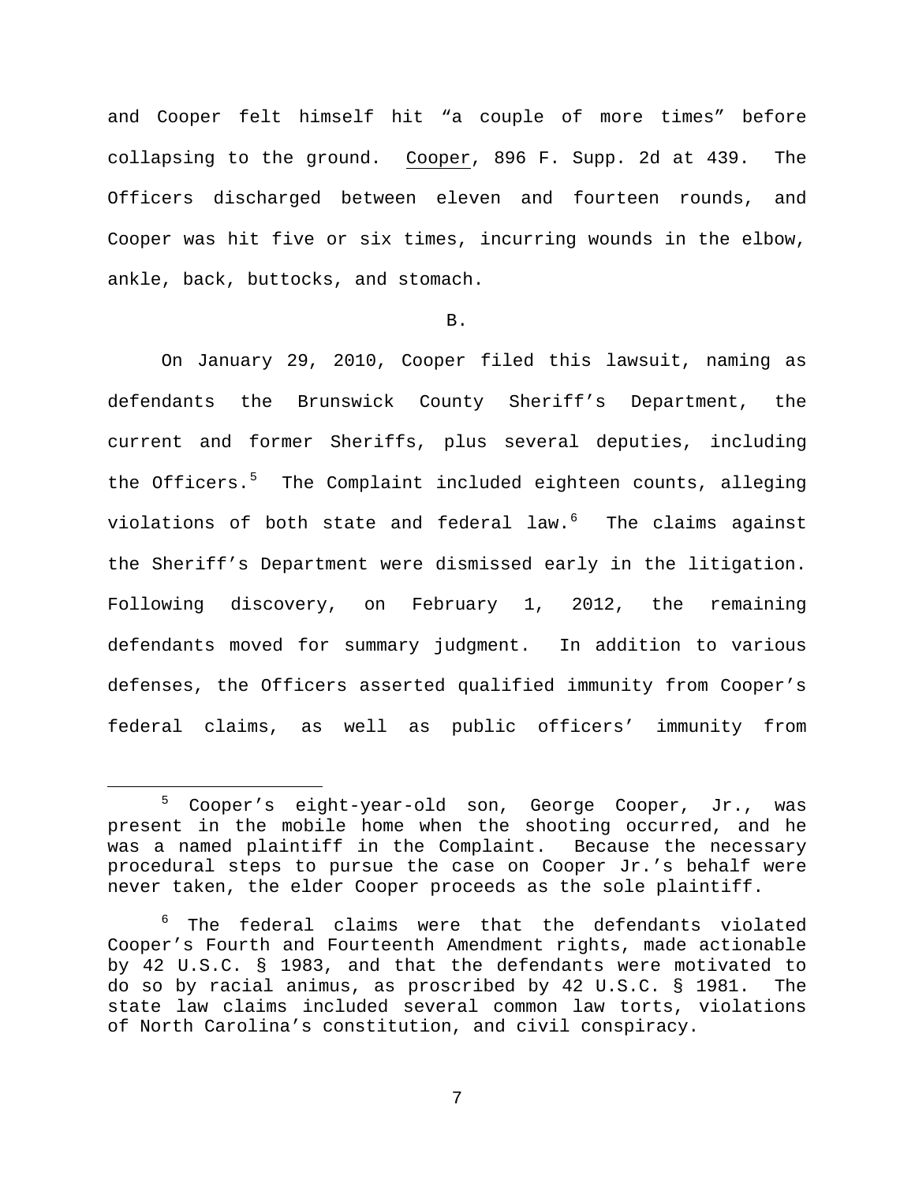and Cooper felt himself hit "a couple of more times" before collapsing to the ground. Cooper, 896 F. Supp. 2d at 439. The Officers discharged between eleven and fourteen rounds, and Cooper was hit five or six times, incurring wounds in the elbow, ankle, back, buttocks, and stomach.

B.

On January 29, 2010, Cooper filed this lawsuit, naming as defendants the Brunswick County Sheriff's Department, the current and former Sheriffs, plus several deputies, including the Officers.[5] The Complaint included eighteen counts, alleging violations of both state and federal law.[6] The claims against the Sheriff's Department were dismissed early in the litigation. Following discovery, on February 1, 2012, the remaining defendants moved for summary judgment. In addition to various defenses, the Officers asserted qualified immunity from Cooper's federal claims, as well as public officers' immunity from

[5] Cooper's eight-year-old son, George Cooper, Jr., was present in the mobile home when the shooting occurred, and he was a named plaintiff in the Complaint. Because the necessary procedural steps to pursue the case on Cooper Jr.'s behalf were never taken, the elder Cooper proceeds as the sole plaintiff.

[6] The federal claims were that the defendants violated Cooper's Fourth and Fourteenth Amendment rights, made actionable by 42 U.S.C. § 1983, and that the defendants were motivated to do so by racial animus, as proscribed by 42 U.S.C. § 1981. The state law claims included several common law torts, violations of North Carolina's constitution, and civil conspiracy.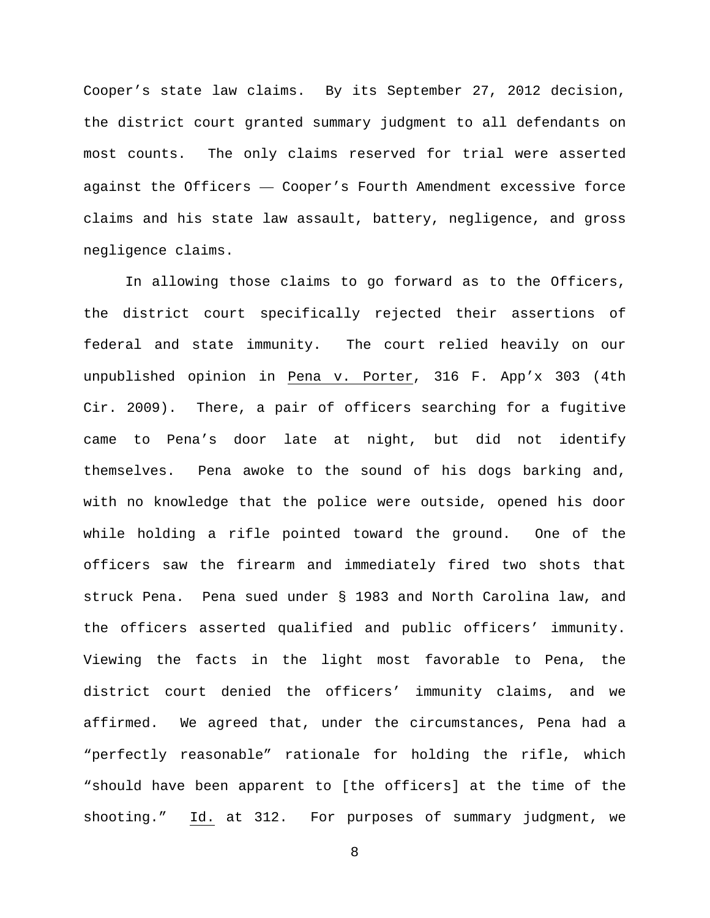Cooper's state law claims. By its September 27, 2012 decision, the district court granted summary judgment to all defendants on most counts. The only claims reserved for trial were asserted against the Officers — Cooper's Fourth Amendment excessive force claims and his state law assault, battery, negligence, and gross negligence claims.

In allowing those claims to go forward as to the Officers, the district court specifically rejected their assertions of federal and state immunity. The court relied heavily on our unpublished opinion in Pena v. Porter, 316 F. App'x 303 (4th Cir. 2009). There, a pair of officers searching for a fugitive came to Pena's door late at night, but did not identify themselves. Pena awoke to the sound of his dogs barking and, with no knowledge that the police were outside, opened his door while holding a rifle pointed toward the ground. One of the officers saw the firearm and immediately fired two shots that struck Pena. Pena sued under § 1983 and North Carolina law, and the officers asserted qualified and public officers' immunity. Viewing the facts in the light most favorable to Pena, the district court denied the officers' immunity claims, and we affirmed. We agreed that, under the circumstances, Pena had a "perfectly reasonable" rationale for holding the rifle, which "should have been apparent to [the officers] at the time of the shooting." Id. at 312. For purposes of summary judgment, we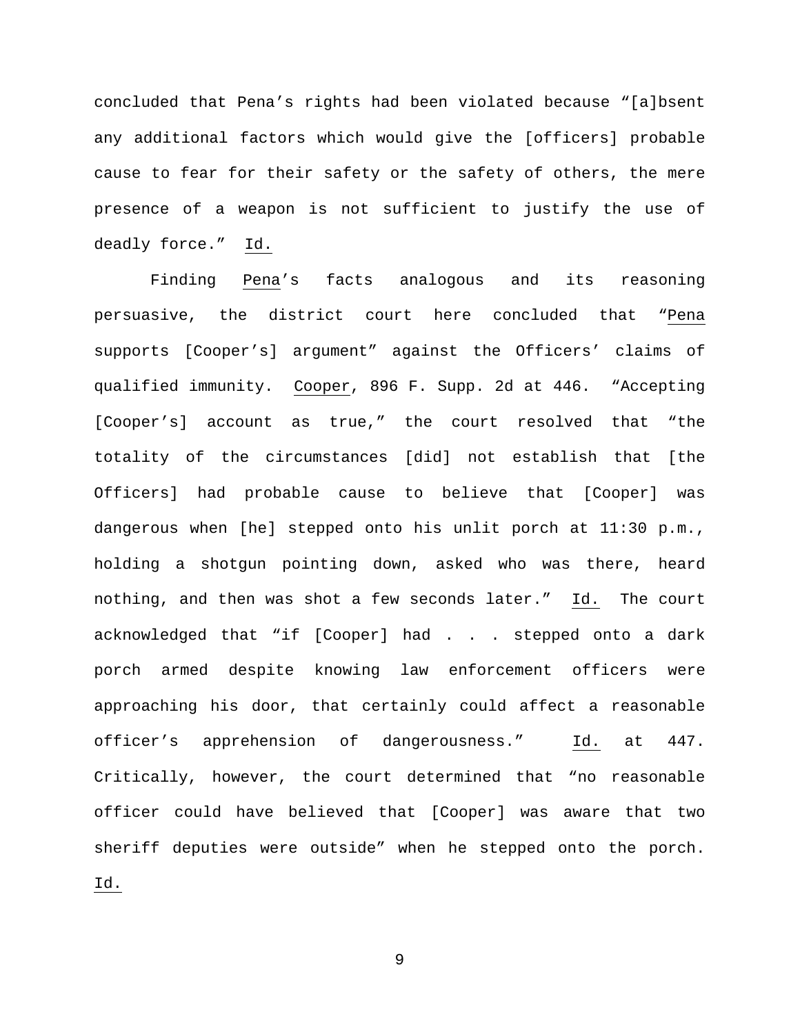concluded that Pena's rights had been violated because "[a]bsent any additional factors which would give the [officers] probable cause to fear for their safety or the safety of others, the mere presence of a weapon is not sufficient to justify the use of deadly force." Id.

Finding Pena's facts analogous and its reasoning persuasive, the district court here concluded that "Pena supports [Cooper's] argument" against the Officers' claims of qualified immunity. Cooper, 896 F. Supp. 2d at 446. "Accepting [Cooper's] account as true," the court resolved that "the totality of the circumstances [did] not establish that [the Officers] had probable cause to believe that [Cooper] was dangerous when [he] stepped onto his unlit porch at 11:30 p.m., holding a shotgun pointing down, asked who was there, heard nothing, and then was shot a few seconds later." Id. The court acknowledged that "if [Cooper] had . . . stepped onto a dark porch armed despite knowing law enforcement officers were approaching his door, that certainly could affect a reasonable officer's apprehension of dangerousness." Id. at 447. Critically, however, the court determined that "no reasonable officer could have believed that [Cooper] was aware that two sheriff deputies were outside" when he stepped onto the porch. Id.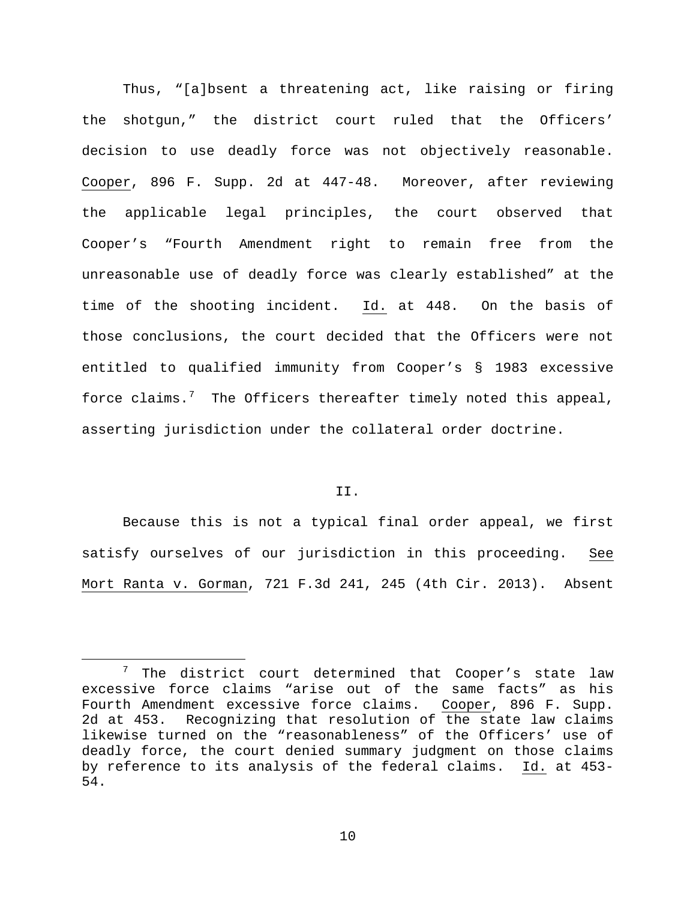Thus, "[a]bsent a threatening act, like raising or firing the shotgun," the district court ruled that the Officers' decision to use deadly force was not objectively reasonable. Cooper, 896 F. Supp. 2d at 447-48. Moreover, after reviewing the applicable legal principles, the court observed that Cooper's "Fourth Amendment right to remain free from the unreasonable use of deadly force was clearly established" at the time of the shooting incident. Id. at 448. On the basis of those conclusions, the court decided that the Officers were not entitled to qualified immunity from Cooper's § 1983 excessive force claims.[7] The Officers thereafter timely noted this appeal, asserting jurisdiction under the collateral order doctrine.

## II.

Because this is not a typical final order appeal, we first satisfy ourselves of our jurisdiction in this proceeding. See Mort Ranta v. Gorman, 721 F.3d 241, 245 (4th Cir. 2013). Absent

---

[7] The district court determined that Cooper's state law excessive force claims "arise out of the same facts" as his Fourth Amendment excessive force claims. Cooper, 896 F. Supp. 2d at 453. Recognizing that resolution of the state law claims likewise turned on the "reasonableness" of the Officers' use of deadly force, the court denied summary judgment on those claims by reference to its analysis of the federal claims. Id. at 453-54.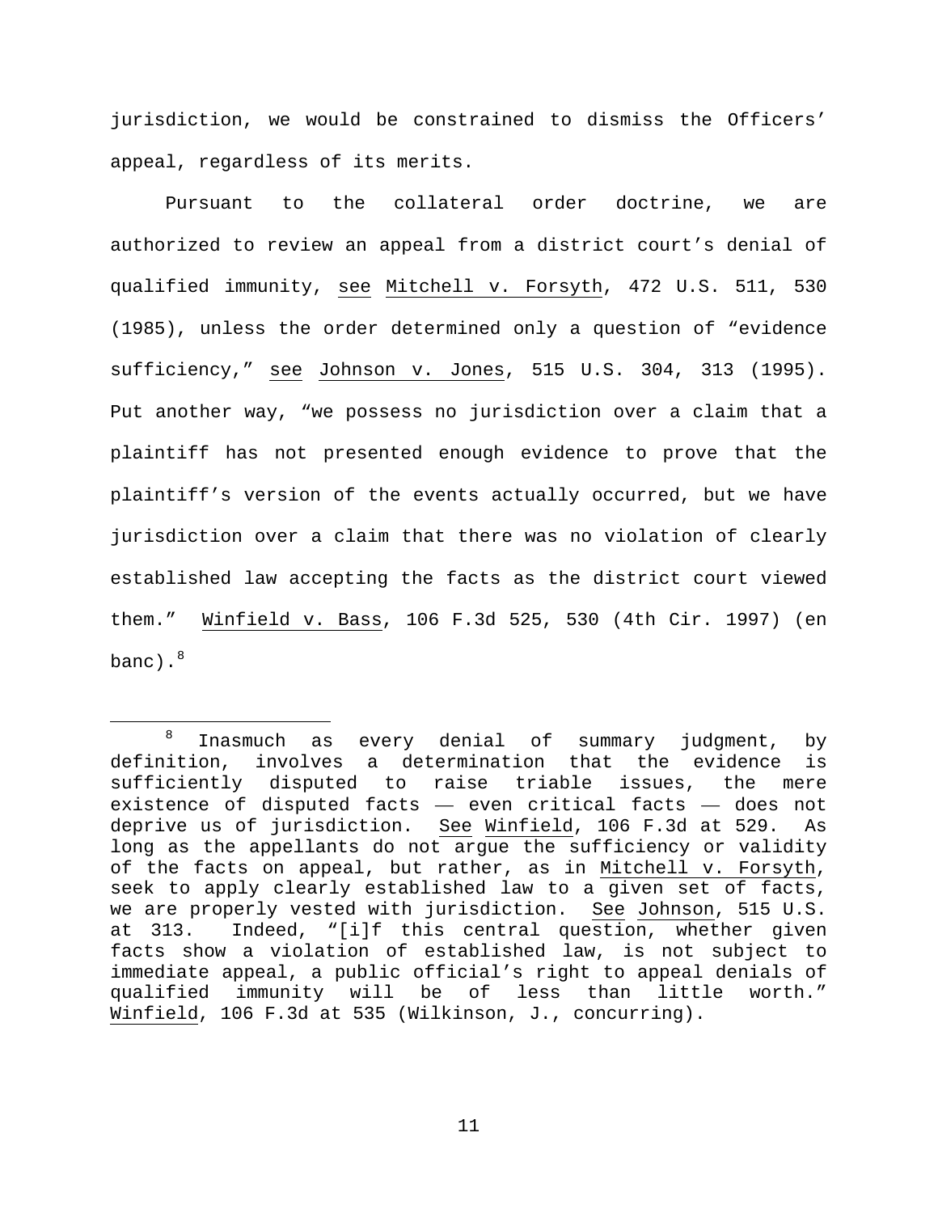jurisdiction, we would be constrained to dismiss the Officers' appeal, regardless of its merits.

Pursuant to the collateral order doctrine, we are authorized to review an appeal from a district court's denial of qualified immunity, see Mitchell v. Forsyth, 472 U.S. 511, 530 (1985), unless the order determined only a question of "evidence sufficiency," see Johnson v. Jones, 515 U.S. 304, 313 (1995). Put another way, "we possess no jurisdiction over a claim that a plaintiff has not presented enough evidence to prove that the plaintiff's version of the events actually occurred, but we have jurisdiction over a claim that there was no violation of clearly established law accepting the facts as the district court viewed them." Winfield v. Bass, 106 F.3d 525, 530 (4th Cir. 1997) (en banc).[8]

---

[8] Inasmuch as every denial of summary judgment, by definition, involves a determination that the evidence is sufficiently disputed to raise triable issues, the mere existence of disputed facts — even critical facts — does not deprive us of jurisdiction. See Winfield, 106 F.3d at 529. As long as the appellants do not argue the sufficiency or validity of the facts on appeal, but rather, as in Mitchell v. Forsyth, seek to apply clearly established law to a given set of facts, we are properly vested with jurisdiction. See Johnson, 515 U.S. at 313. Indeed, "[i]f this central question, whether given facts show a violation of established law, is not subject to immediate appeal, a public official's right to appeal denials of qualified immunity will be of less than little worth." Winfield, 106 F.3d at 535 (Wilkinson, J., concurring).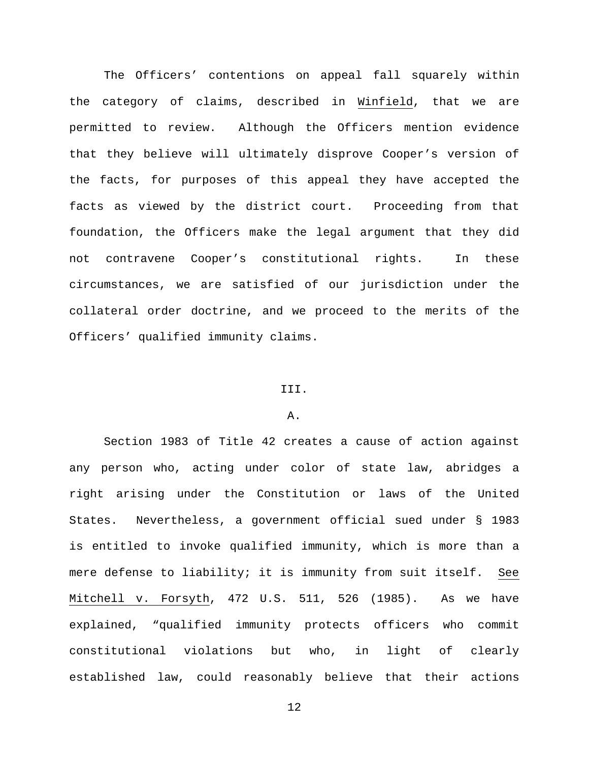The Officers' contentions on appeal fall squarely within the category of claims, described in Winfield, that we are permitted to review. Although the Officers mention evidence that they believe will ultimately disprove Cooper's version of the facts, for purposes of this appeal they have accepted the facts as viewed by the district court. Proceeding from that foundation, the Officers make the legal argument that they did not contravene Cooper's constitutional rights. In these circumstances, we are satisfied of our jurisdiction under the collateral order doctrine, and we proceed to the merits of the Officers' qualified immunity claims.

## III.

### A.

Section 1983 of Title 42 creates a cause of action against any person who, acting under color of state law, abridges a right arising under the Constitution or laws of the United States. Nevertheless, a government official sued under § 1983 is entitled to invoke qualified immunity, which is more than a mere defense to liability; it is immunity from suit itself. See Mitchell v. Forsyth, 472 U.S. 511, 526 (1985). As we have explained, "qualified immunity protects officers who commit constitutional violations but who, in light of clearly established law, could reasonably believe that their actions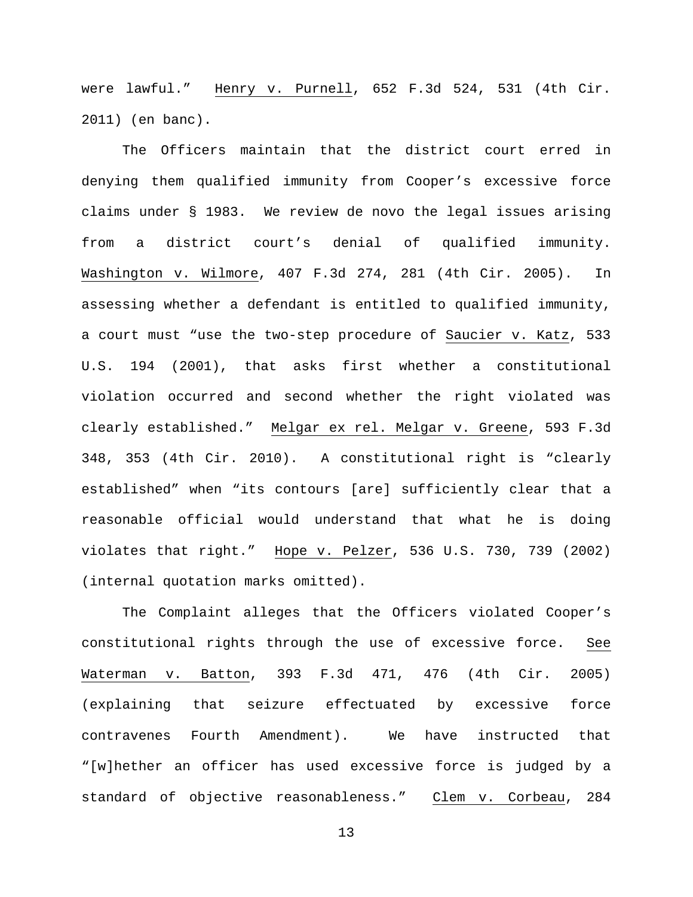were lawful." Henry v. Purnell, 652 F.3d 524, 531 (4th Cir. 2011) (en banc).

The Officers maintain that the district court erred in denying them qualified immunity from Cooper's excessive force claims under § 1983. We review de novo the legal issues arising from a district court's denial of qualified immunity. Washington v. Wilmore, 407 F.3d 274, 281 (4th Cir. 2005). In assessing whether a defendant is entitled to qualified immunity, a court must "use the two-step procedure of Saucier v. Katz, 533 U.S. 194 (2001), that asks first whether a constitutional violation occurred and second whether the right violated was clearly established." Melgar ex rel. Melgar v. Greene, 593 F.3d 348, 353 (4th Cir. 2010). A constitutional right is "clearly established" when "its contours [are] sufficiently clear that a reasonable official would understand that what he is doing violates that right." Hope v. Pelzer, 536 U.S. 730, 739 (2002) (internal quotation marks omitted).

The Complaint alleges that the Officers violated Cooper's constitutional rights through the use of excessive force. See Waterman v. Batton, 393 F.3d 471, 476 (4th Cir. 2005) (explaining that seizure effectuated by excessive force contravenes Fourth Amendment). We have instructed that "[w]hether an officer has used excessive force is judged by a standard of objective reasonableness." Clem v. Corbeau, 284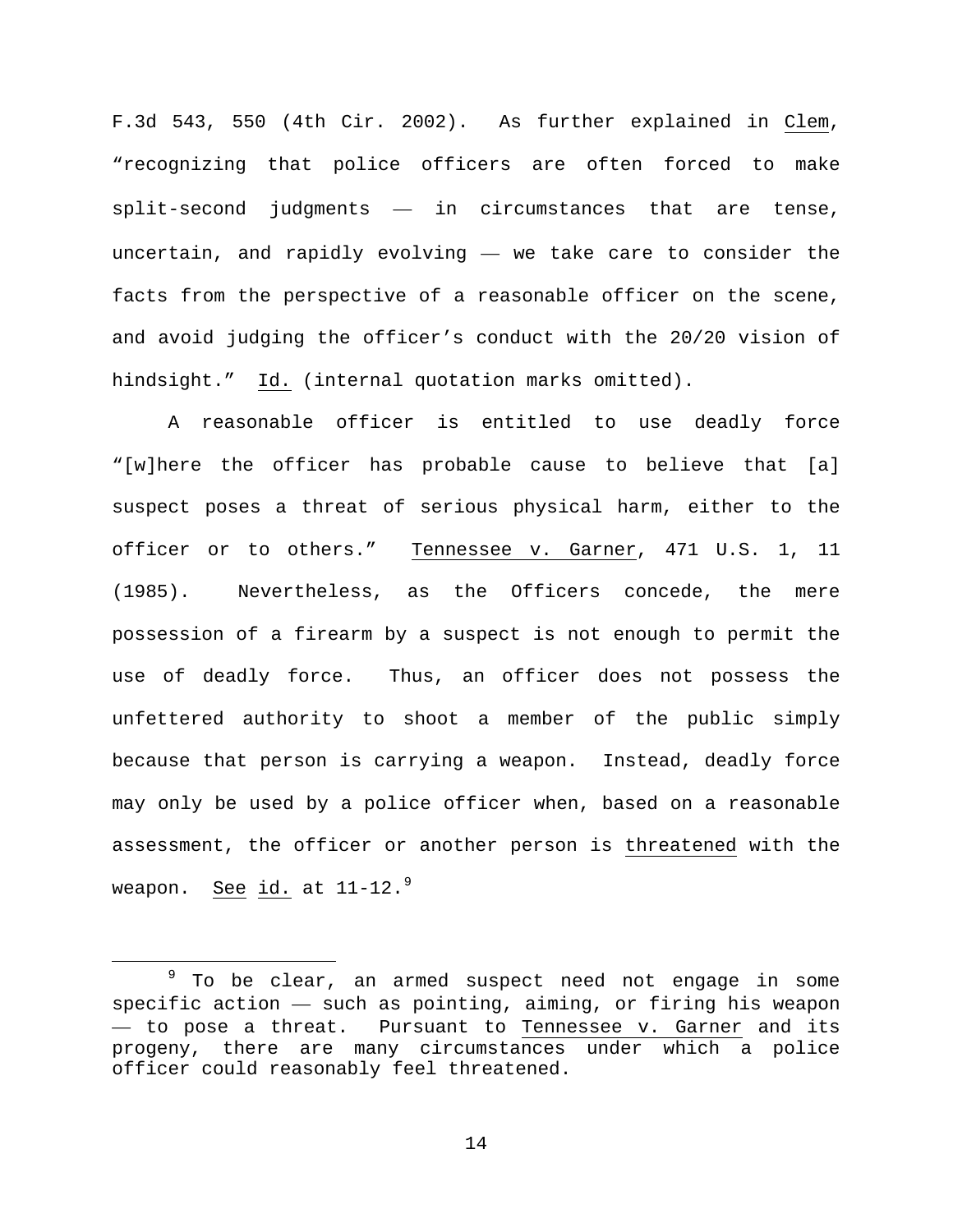F.3d 543, 550 (4th Cir. 2002). As further explained in Clem, "recognizing that police officers are often forced to make split-second judgments — in circumstances that are tense, uncertain, and rapidly evolving — we take care to consider the facts from the perspective of a reasonable officer on the scene, and avoid judging the officer's conduct with the 20/20 vision of hindsight." Id. (internal quotation marks omitted).

A reasonable officer is entitled to use deadly force "[w]here the officer has probable cause to believe that [a] suspect poses a threat of serious physical harm, either to the officer or to others." Tennessee v. Garner, 471 U.S. 1, 11 (1985). Nevertheless, as the Officers concede, the mere possession of a firearm by a suspect is not enough to permit the use of deadly force. Thus, an officer does not possess the unfettered authority to shoot a member of the public simply because that person is carrying a weapon. Instead, deadly force may only be used by a police officer when, based on a reasonable assessment, the officer or another person is threatened with the weapon. See id. at 11-12.[9]

[9] To be clear, an armed suspect need not engage in some specific action — such as pointing, aiming, or firing his weapon — to pose a threat. Pursuant to Tennessee v. Garner and its progeny, there are many circumstances under which a police officer could reasonably feel threatened.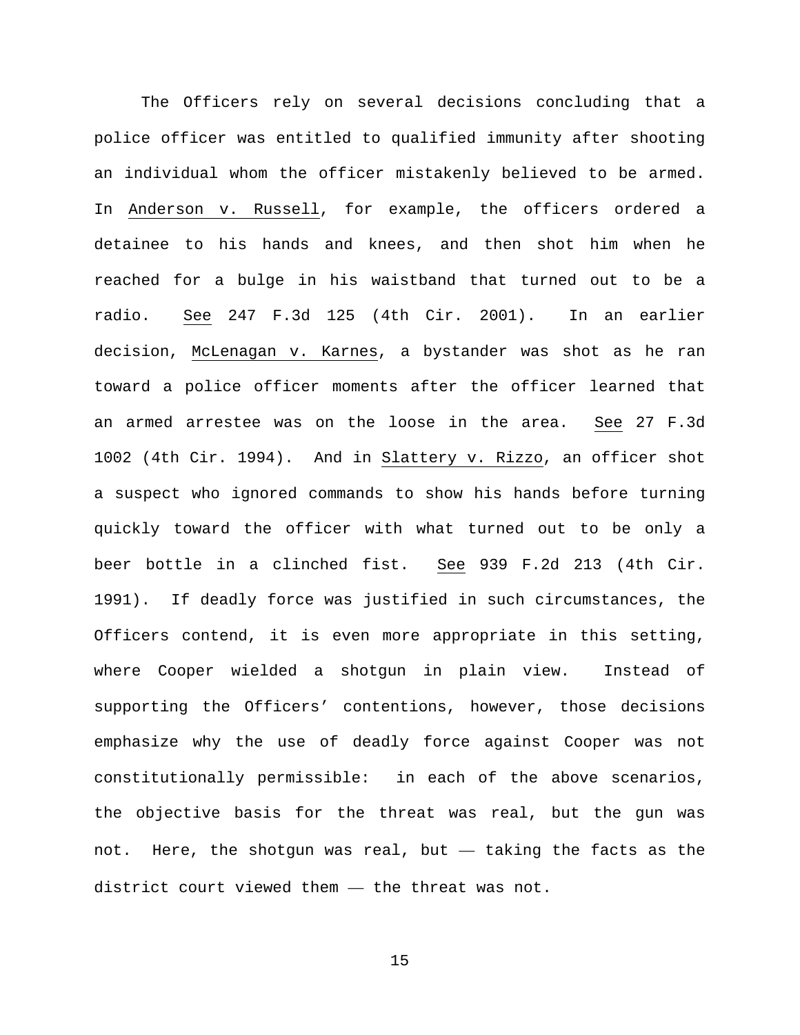The Officers rely on several decisions concluding that a police officer was entitled to qualified immunity after shooting an individual whom the officer mistakenly believed to be armed. In Anderson v. Russell, for example, the officers ordered a detainee to his hands and knees, and then shot him when he reached for a bulge in his waistband that turned out to be a radio. See 247 F.3d 125 (4th Cir. 2001). In an earlier decision, McLenagan v. Karnes, a bystander was shot as he ran toward a police officer moments after the officer learned that an armed arrestee was on the loose in the area. See 27 F.3d 1002 (4th Cir. 1994). And in Slattery v. Rizzo, an officer shot a suspect who ignored commands to show his hands before turning quickly toward the officer with what turned out to be only a beer bottle in a clinched fist. See 939 F.2d 213 (4th Cir. 1991). If deadly force was justified in such circumstances, the Officers contend, it is even more appropriate in this setting, where Cooper wielded a shotgun in plain view. Instead of supporting the Officers' contentions, however, those decisions emphasize why the use of deadly force against Cooper was not constitutionally permissible: in each of the above scenarios, the objective basis for the threat was real, but the gun was not. Here, the shotgun was real, but — taking the facts as the district court viewed them — the threat was not.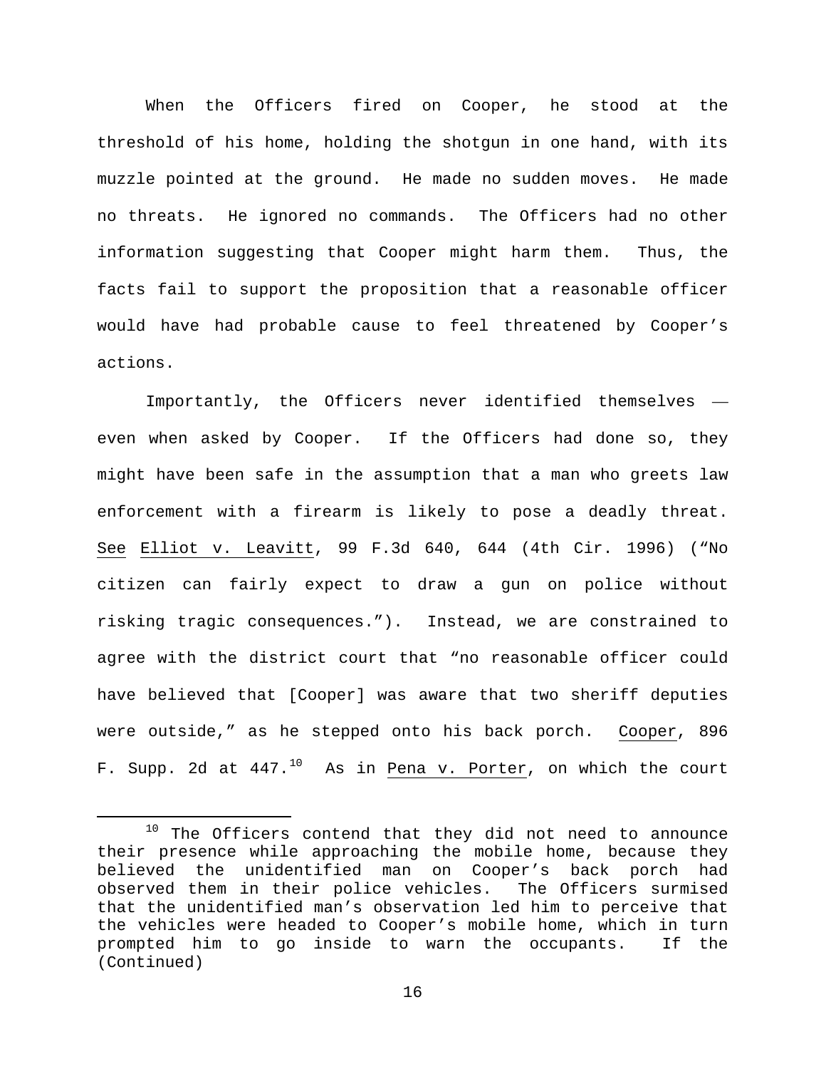When the Officers fired on Cooper, he stood at the threshold of his home, holding the shotgun in one hand, with its muzzle pointed at the ground. He made no sudden moves. He made no threats. He ignored no commands. The Officers had no other information suggesting that Cooper might harm them. Thus, the facts fail to support the proposition that a reasonable officer would have had probable cause to feel threatened by Cooper's actions.

Importantly, the Officers never identified themselves — even when asked by Cooper. If the Officers had done so, they might have been safe in the assumption that a man who greets law enforcement with a firearm is likely to pose a deadly threat. See Elliot v. Leavitt, 99 F.3d 640, 644 (4th Cir. 1996) ("No citizen can fairly expect to draw a gun on police without risking tragic consequences."). Instead, we are constrained to agree with the district court that "no reasonable officer could have believed that [Cooper] was aware that two sheriff deputies were outside," as he stepped onto his back porch. Cooper, 896 F. Supp. 2d at 447.[10] As in Pena v. Porter, on which the court

---

[10] The Officers contend that they did not need to announce their presence while approaching the mobile home, because they believed the unidentified man on Cooper's back porch had observed them in their police vehicles. The Officers surmised that the unidentified man's observation led him to perceive that the vehicles were headed to Cooper's mobile home, which in turn prompted him to go inside to warn the occupants. If the (Continued)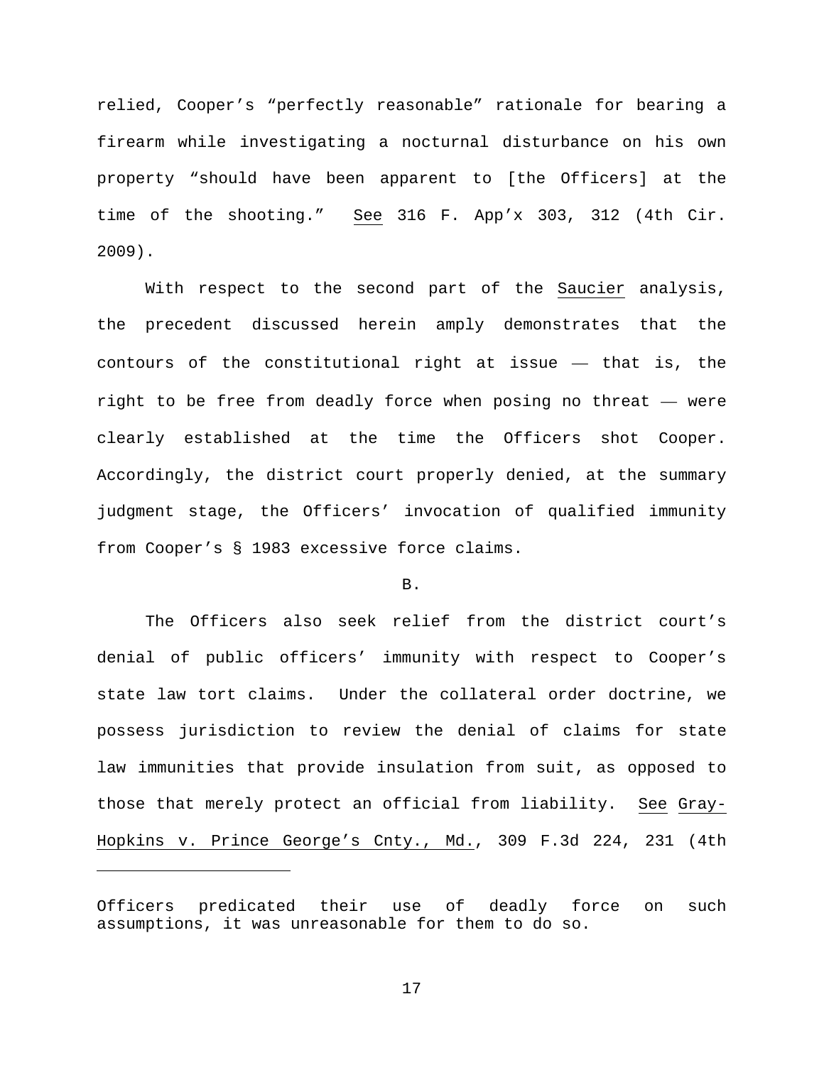relied, Cooper's "perfectly reasonable" rationale for bearing a firearm while investigating a nocturnal disturbance on his own property "should have been apparent to [the Officers] at the time of the shooting." See 316 F. App'x 303, 312 (4th Cir. 2009).

With respect to the second part of the Saucier analysis, the precedent discussed herein amply demonstrates that the contours of the constitutional right at issue — that is, the right to be free from deadly force when posing no threat — were clearly established at the time the Officers shot Cooper. Accordingly, the district court properly denied, at the summary judgment stage, the Officers' invocation of qualified immunity from Cooper's § 1983 excessive force claims.

B.

The Officers also seek relief from the district court's denial of public officers' immunity with respect to Cooper's state law tort claims. Under the collateral order doctrine, we possess jurisdiction to review the denial of claims for state law immunities that provide insulation from suit, as opposed to those that merely protect an official from liability. See Gray-Hopkins v. Prince George's Cnty., Md., 309 F.3d 224, 231 (4th

---

Officers predicated their use of deadly force on such assumptions, it was unreasonable for them to do so.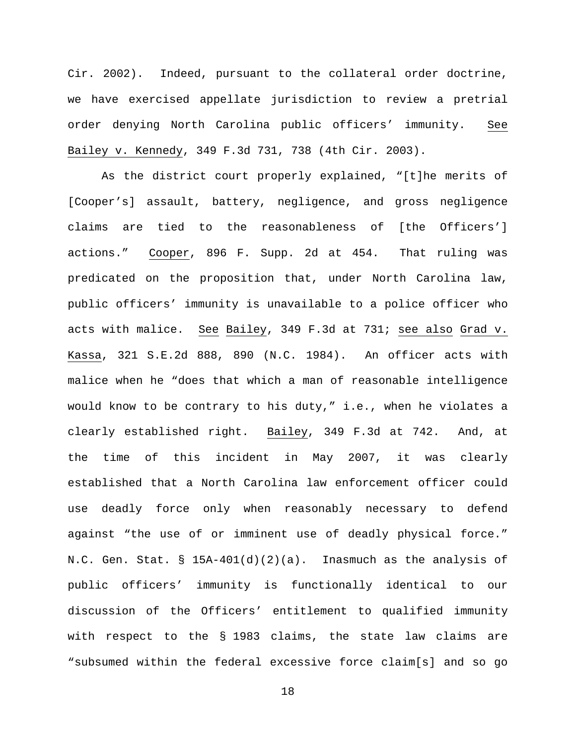Cir. 2002). Indeed, pursuant to the collateral order doctrine, we have exercised appellate jurisdiction to review a pretrial order denying North Carolina public officers' immunity. See Bailey v. Kennedy, 349 F.3d 731, 738 (4th Cir. 2003).

As the district court properly explained, "[t]he merits of [Cooper's] assault, battery, negligence, and gross negligence claims are tied to the reasonableness of [the Officers'] actions." Cooper, 896 F. Supp. 2d at 454. That ruling was predicated on the proposition that, under North Carolina law, public officers' immunity is unavailable to a police officer who acts with malice. See Bailey, 349 F.3d at 731; see also Grad v. Kassa, 321 S.E.2d 888, 890 (N.C. 1984). An officer acts with malice when he "does that which a man of reasonable intelligence would know to be contrary to his duty," i.e., when he violates a clearly established right. Bailey, 349 F.3d at 742. And, at the time of this incident in May 2007, it was clearly established that a North Carolina law enforcement officer could use deadly force only when reasonably necessary to defend against "the use of or imminent use of deadly physical force." N.C. Gen. Stat. § 15A-401(d)(2)(a). Inasmuch as the analysis of public officers' immunity is functionally identical to our discussion of the Officers' entitlement to qualified immunity with respect to the § 1983 claims, the state law claims are "subsumed within the federal excessive force claim[s] and so go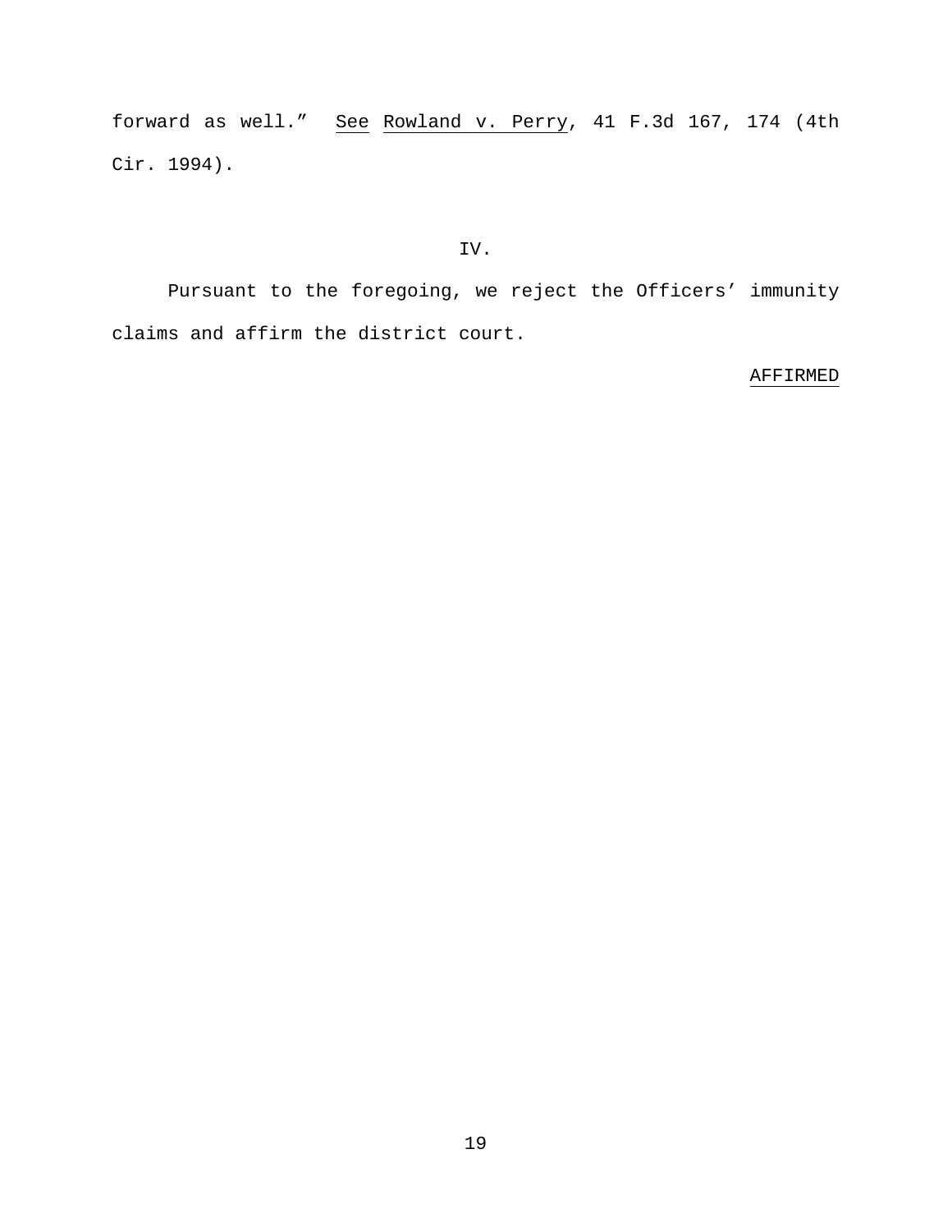forward as well." *See* *Rowland v. Perry*, 41 F.3d 167, 174 (4th Cir. 1994).

## IV.

Pursuant to the foregoing, we reject the Officers' immunity claims and affirm the district court.

AFFIRMED